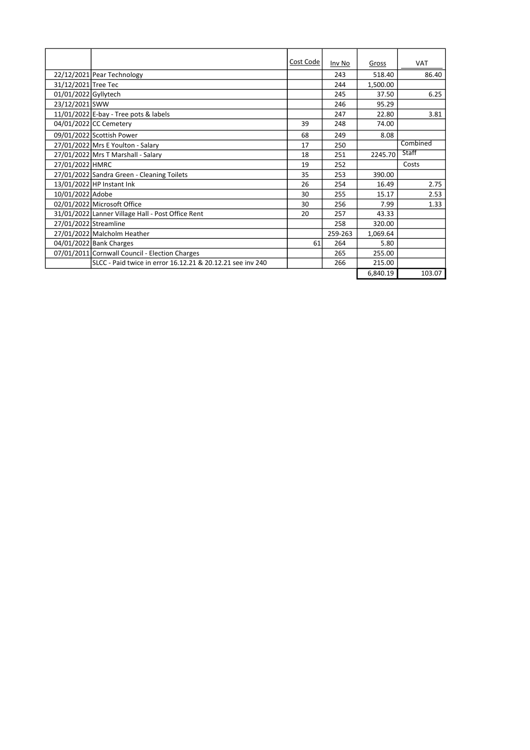| | | Cost Code | Inv No | Gross | VAT |
|---|---|---|---|---|---|
| 22/12/2021 | Pear Technology | | 243 | 518.40 | 86.40 |
| 31/12/2021 | Tree Tec | | 244 | 1,500.00 | |
| 01/01/2022 | Gyllytech | | 245 | 37.50 | 6.25 |
| 23/12/2021 | SWW | | 246 | 95.29 | |
| 11/01/2022 | E-bay - Tree pots & labels | | 247 | 22.80 | 3.81 |
| 04/01/2022 | CC Cemetery | 39 | 248 | 74.00 | |
| 09/01/2022 | Scottish Power | 68 | 249 | 8.08 | |
| 27/01/2022 | Mrs E Youlton - Salary | 17 | 250 | | Combined |
| 27/01/2022 | Mrs T Marshall - Salary | 18 | 251 | 2245.70 | Staff |
| 27/01/2022 | HMRC | 19 | 252 | | Costs |
| 27/01/2022 | Sandra Green - Cleaning Toilets | 35 | 253 | 390.00 | |
| 13/01/2022 | HP Instant Ink | 26 | 254 | 16.49 | 2.75 |
| 10/01/2022 | Adobe | 30 | 255 | 15.17 | 2.53 |
| 02/01/2022 | Microsoft Office | 30 | 256 | 7.99 | 1.33 |
| 31/01/2022 | Lanner Village Hall - Post Office Rent | 20 | 257 | 43.33 | |
| 27/01/2022 | Streamline | | 258 | 320.00 | |
| 27/01/2022 | Malcholm Heather | | 259-263 | 1,069.64 | |
| 04/01/2022 | Bank Charges | 61 | 264 | 5.80 | |
| 07/01/2011 | Cornwall Council - Election Charges | | 265 | 255.00 | |
| | SLCC - Paid twice in error 16.12.21 & 20.12.21 see inv 240 | | 266 | 215.00 | |
| | | | | 6,840.19 | 103.07 |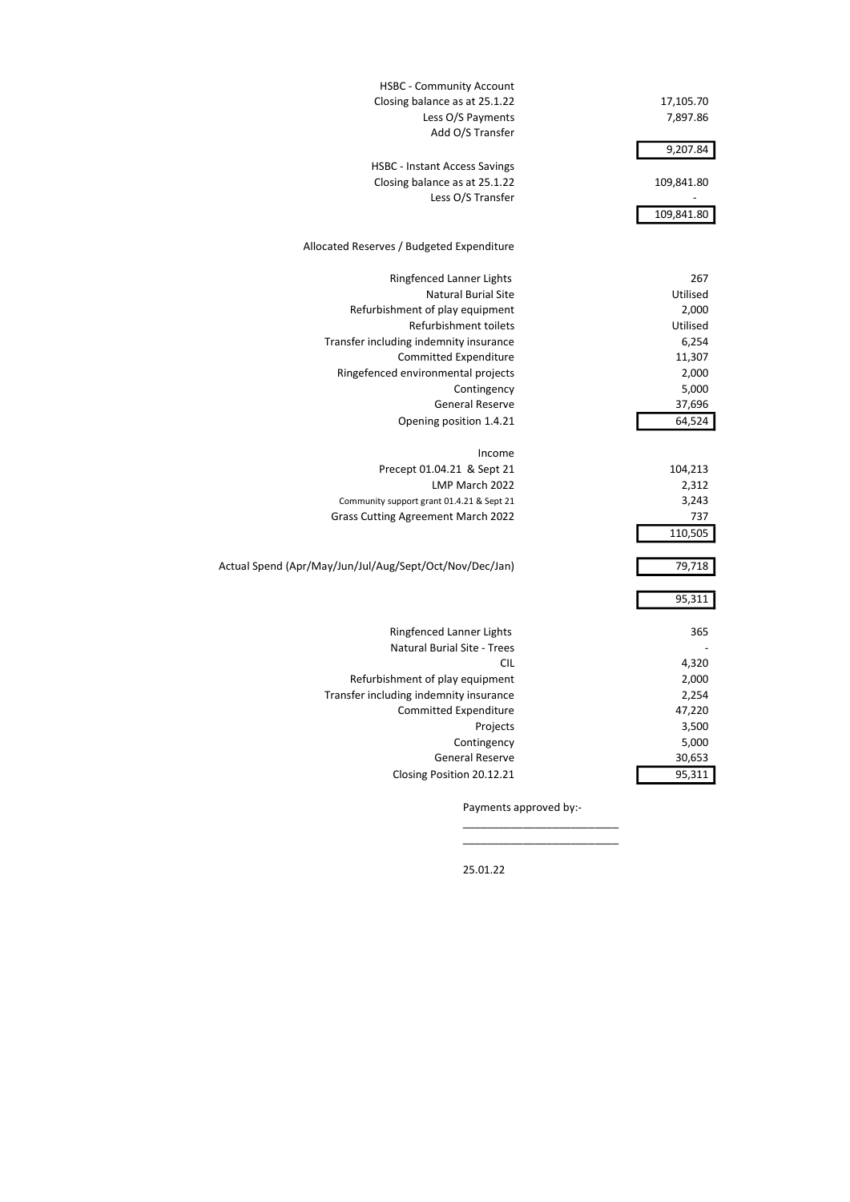| | |
|---|---|
| HSBC - Community Account | |
| Closing balance as at 25.1.22 | 17,105.70 |
| Less O/S Payments | 7,897.86 |
| Add O/S Transfer | |
| | 9,207.84 |
| HSBC - Instant Access Savings | |
| Closing balance as at 25.1.22 | 109,841.80 |
| Less O/S Transfer | - |
| | 109,841.80 |

Allocated Reserves / Budgeted Expenditure

| | |
|---|---|
| Ringfenced Lanner Lights | 267 |
| Natural Burial Site | Utilised |
| Refurbishment of play equipment | 2,000 |
| Refurbishment toilets | Utilised |
| Transfer including indemnity insurance | 6,254 |
| Committed Expenditure | 11,307 |
| Ringefenced environmental projects | 2,000 |
| Contingency | 5,000 |
| General Reserve | 37,696 |
| Opening position 1.4.21 | 64,524 |
| Income | |
| Precept 01.04.21 & Sept 21 | 104,213 |
| LMP March 2022 | 2,312 |
| Community support grant 01.4.21 & Sept 21 | 3,243 |
| Grass Cutting Agreement March 2022 | 737 |
| | 110,505 |
| Actual Spend (Apr/May/Jun/Jul/Aug/Sept/Oct/Nov/Dec/Jan) | 79,718 |
| | 95,311 |
| Ringfenced Lanner Lights | 365 |
| Natural Burial Site - Trees | - |
| CIL | 4,320 |
| Refurbishment of play equipment | 2,000 |
| Transfer including indemnity insurance | 2,254 |
| Committed Expenditure | 47,220 |
| Projects | 3,500 |
| Contingency | 5,000 |
| General Reserve | 30,653 |
| Closing Position 20.12.21 | 95,311 |

Payments approved by:-

___________________________

___________________________

25.01.22